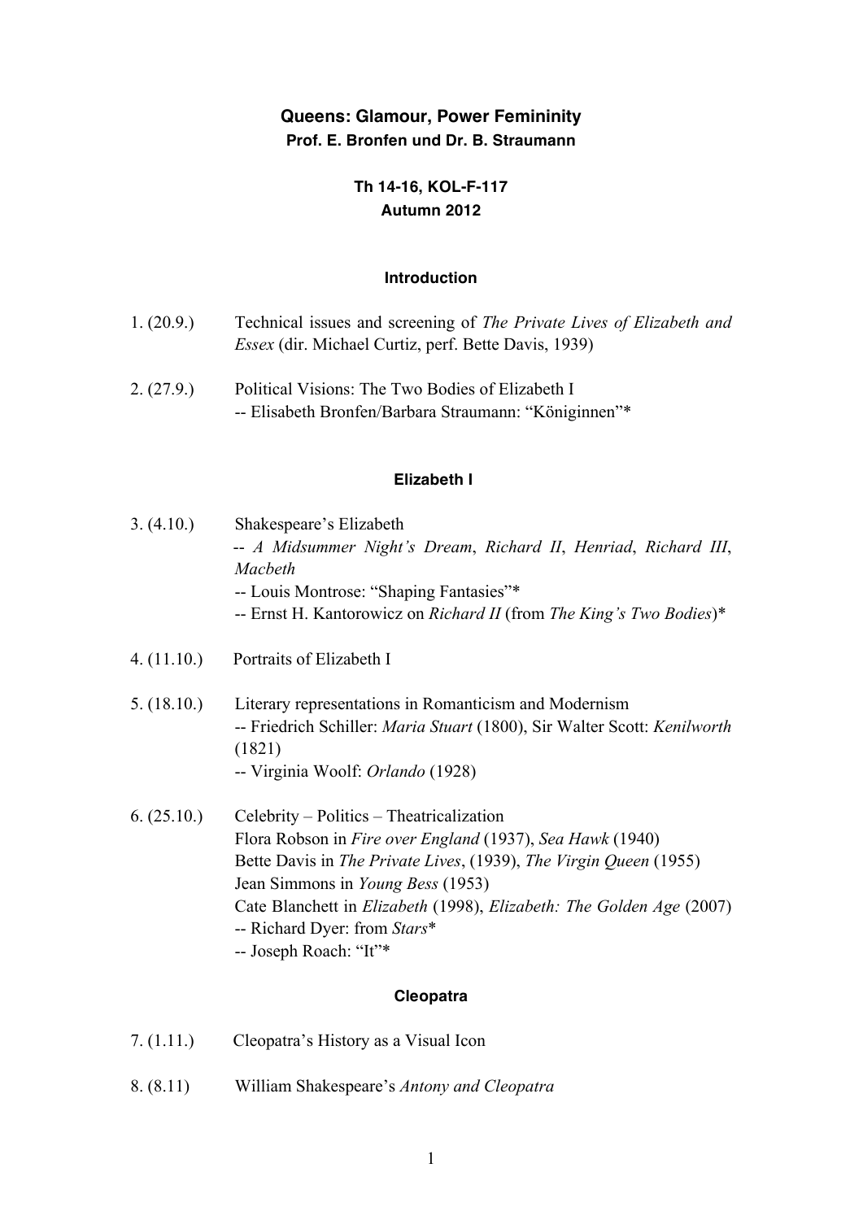# Queens: Glamour, Power Femininity

**Prof. E. Bronfen und Dr. B. Straumann**

**Th 14-16, KOL-F-117**
**Autumn 2012**

## Introduction

1. (20.9.) Technical issues and screening of *The Private Lives of Elizabeth and Essex* (dir. Michael Curtiz, perf. Bette Davis, 1939)

2. (27.9.) Political Visions: The Two Bodies of Elizabeth I
   -- Elisabeth Bronfen/Barbara Straumann: "Königinnen"*

## Elizabeth I

3. (4.10.) Shakespeare's Elizabeth
   -- *A Midsummer Night's Dream*, *Richard II*, *Henriad*, *Richard III*, *Macbeth*
   -- Louis Montrose: "Shaping Fantasies"*
   -- Ernst H. Kantorowicz on *Richard II* (from *The King's Two Bodies*)*

4. (11.10.) Portraits of Elizabeth I

5. (18.10.) Literary representations in Romanticism and Modernism
   -- Friedrich Schiller: *Maria Stuart* (1800), Sir Walter Scott: *Kenilworth* (1821)
   -- Virginia Woolf: *Orlando* (1928)

6. (25.10.) Celebrity – Politics – Theatricalization
   Flora Robson in *Fire over England* (1937), *Sea Hawk* (1940)
   Bette Davis in *The Private Lives*, (1939), *The Virgin Queen* (1955)
   Jean Simmons in *Young Bess* (1953)
   Cate Blanchett in *Elizabeth* (1998), *Elizabeth: The Golden Age* (2007)
   -- Richard Dyer: from *Stars**
   -- Joseph Roach: "It"*

## Cleopatra

7. (1.11.) Cleopatra's History as a Visual Icon

8. (8.11) William Shakespeare's *Antony and Cleopatra*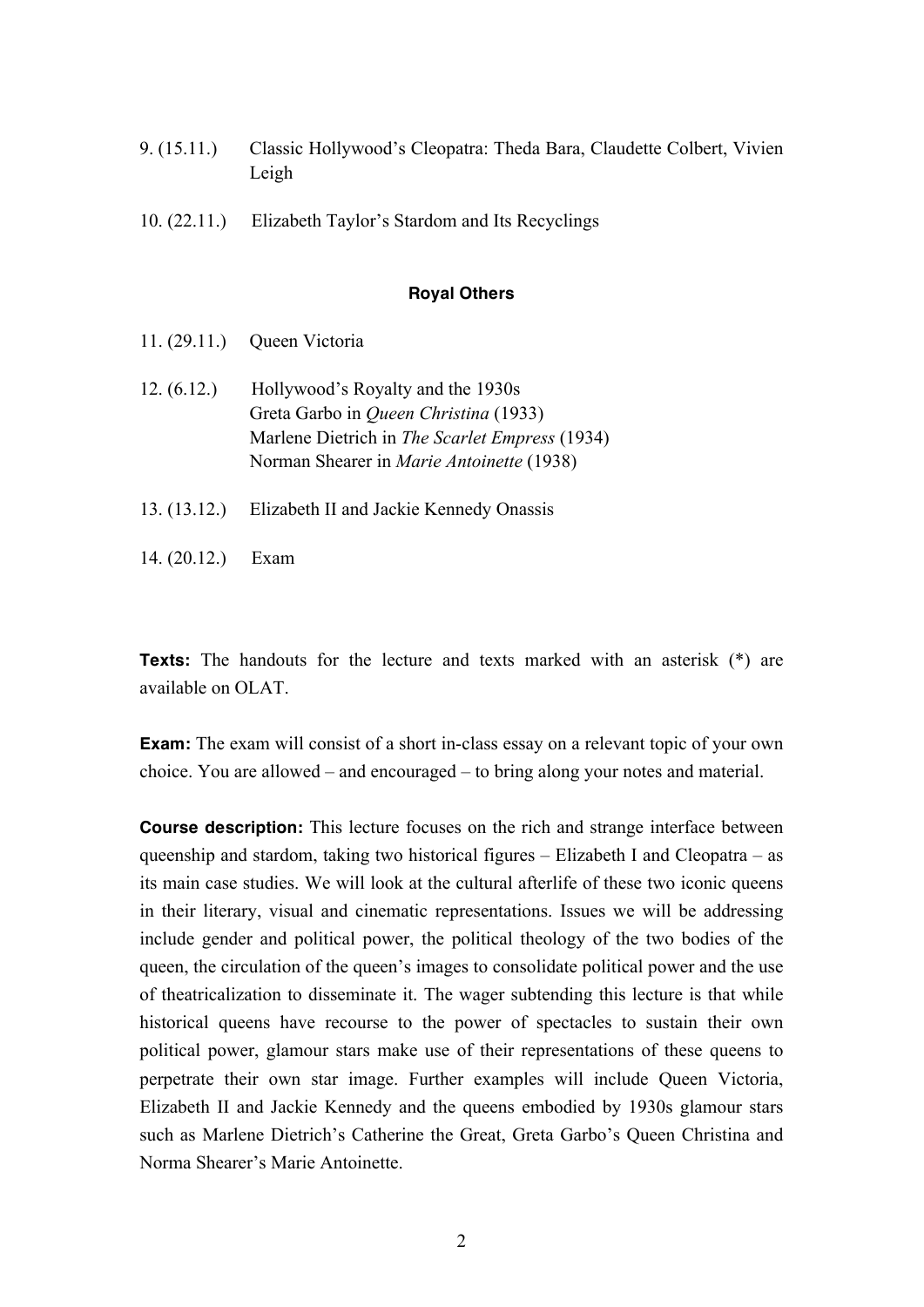9. (15.11.) Classic Hollywood's Cleopatra: Theda Bara, Claudette Colbert, Vivien Leigh

10. (22.11.) Elizabeth Taylor's Stardom and Its Recyclings

### Royal Others

11. (29.11.) Queen Victoria

12. (6.12.) Hollywood's Royalty and the 1930s
    Greta Garbo in *Queen Christina* (1933)
    Marlene Dietrich in *The Scarlet Empress* (1934)
    Norman Shearer in *Marie Antoinette* (1938)

13. (13.12.) Elizabeth II and Jackie Kennedy Onassis

14. (20.12.) Exam

**Texts:** The handouts for the lecture and texts marked with an asterisk (*) are available on OLAT.

**Exam:** The exam will consist of a short in-class essay on a relevant topic of your own choice. You are allowed – and encouraged – to bring along your notes and material.

**Course description:** This lecture focuses on the rich and strange interface between queenship and stardom, taking two historical figures – Elizabeth I and Cleopatra – as its main case studies. We will look at the cultural afterlife of these two iconic queens in their literary, visual and cinematic representations. Issues we will be addressing include gender and political power, the political theology of the two bodies of the queen, the circulation of the queen's images to consolidate political power and the use of theatricalization to disseminate it. The wager subtending this lecture is that while historical queens have recourse to the power of spectacles to sustain their own political power, glamour stars make use of their representations of these queens to perpetrate their own star image. Further examples will include Queen Victoria, Elizabeth II and Jackie Kennedy and the queens embodied by 1930s glamour stars such as Marlene Dietrich's Catherine the Great, Greta Garbo's Queen Christina and Norma Shearer's Marie Antoinette.